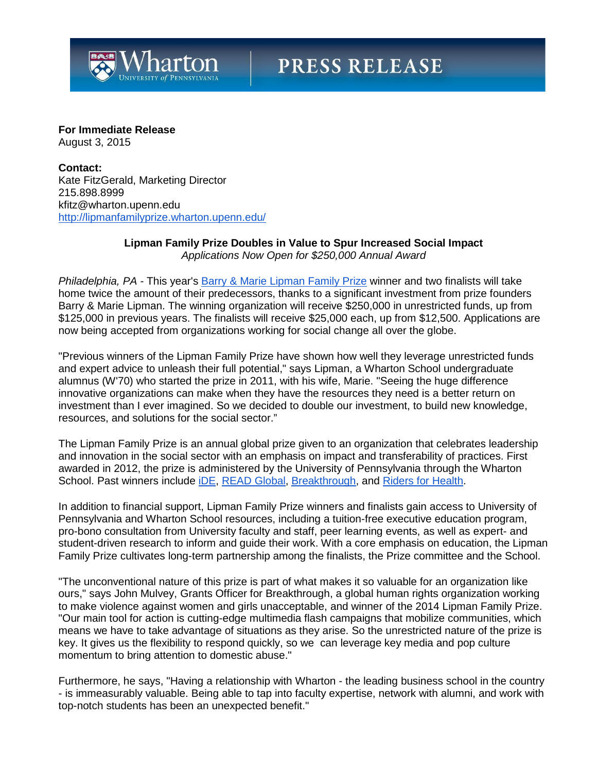**Wharton** UNIVERSITY *of* PENNSYLVANIA | **PRESS RELEASE**

**For Immediate Release**
August 3, 2015

**Contact:**
Kate FitzGerald, Marketing Director
215.898.8999
kfitz@wharton.upenn.edu
http://lipmanfamilyprize.wharton.upenn.edu/

**Lipman Family Prize Doubles in Value to Spur Increased Social Impact**
*Applications Now Open for $250,000 Annual Award*

*Philadelphia, PA* - This year's Barry & Marie Lipman Family Prize winner and two finalists will take home twice the amount of their predecessors, thanks to a significant investment from prize founders Barry & Marie Lipman. The winning organization will receive $250,000 in unrestricted funds, up from $125,000 in previous years. The finalists will receive $25,000 each, up from $12,500. Applications are now being accepted from organizations working for social change all over the globe.

"Previous winners of the Lipman Family Prize have shown how well they leverage unrestricted funds and expert advice to unleash their full potential," says Lipman, a Wharton School undergraduate alumnus (W'70) who started the prize in 2011, with his wife, Marie. "Seeing the huge difference innovative organizations can make when they have the resources they need is a better return on investment than I ever imagined. So we decided to double our investment, to build new knowledge, resources, and solutions for the social sector."

The Lipman Family Prize is an annual global prize given to an organization that celebrates leadership and innovation in the social sector with an emphasis on impact and transferability of practices. First awarded in 2012, the prize is administered by the University of Pennsylvania through the Wharton School. Past winners include iDE, READ Global, Breakthrough, and Riders for Health.

In addition to financial support, Lipman Family Prize winners and finalists gain access to University of Pennsylvania and Wharton School resources, including a tuition-free executive education program, pro-bono consultation from University faculty and staff, peer learning events, as well as expert- and student-driven research to inform and guide their work. With a core emphasis on education, the Lipman Family Prize cultivates long-term partnership among the finalists, the Prize committee and the School.

"The unconventional nature of this prize is part of what makes it so valuable for an organization like ours," says John Mulvey, Grants Officer for Breakthrough, a global human rights organization working to make violence against women and girls unacceptable, and winner of the 2014 Lipman Family Prize. "Our main tool for action is cutting-edge multimedia flash campaigns that mobilize communities, which means we have to take advantage of situations as they arise. So the unrestricted nature of the prize is key. It gives us the flexibility to respond quickly, so we can leverage key media and pop culture momentum to bring attention to domestic abuse."

Furthermore, he says, "Having a relationship with Wharton - the leading business school in the country - is immeasurably valuable. Being able to tap into faculty expertise, network with alumni, and work with top-notch students has been an unexpected benefit."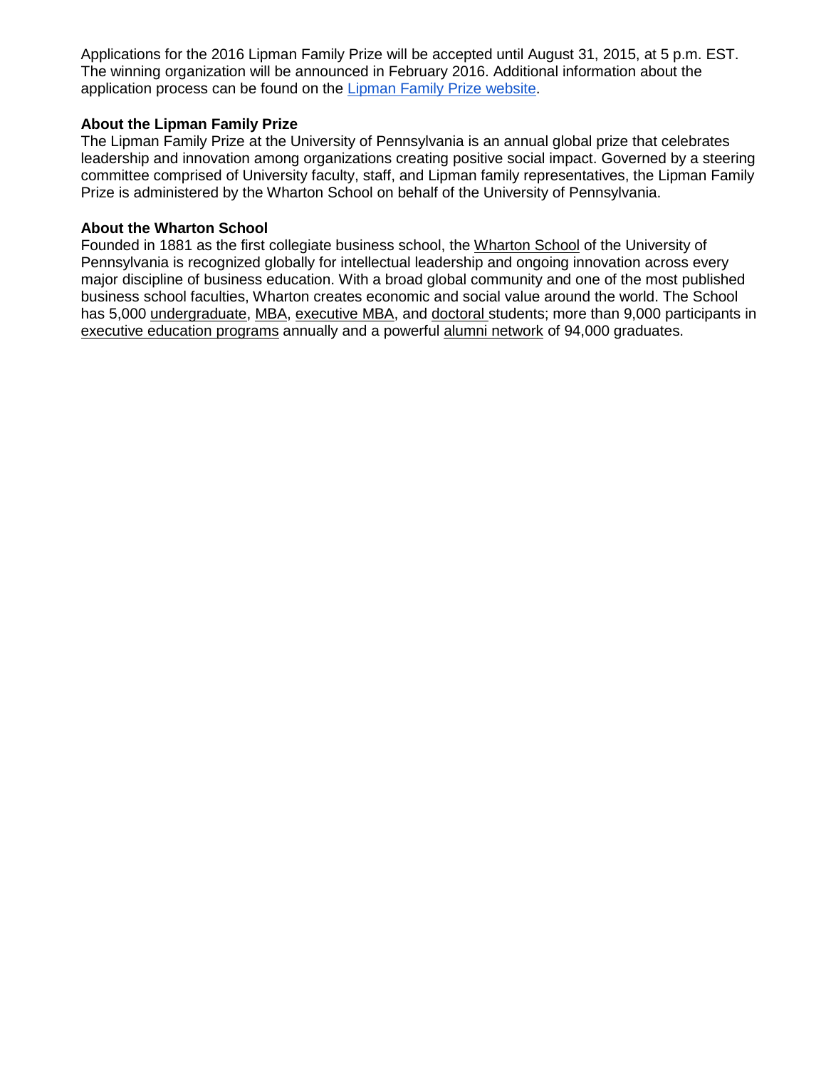Applications for the 2016 Lipman Family Prize will be accepted until August 31, 2015, at 5 p.m. EST. The winning organization will be announced in February 2016. Additional information about the application process can be found on the Lipman Family Prize website.

**About the Lipman Family Prize**

The Lipman Family Prize at the University of Pennsylvania is an annual global prize that celebrates leadership and innovation among organizations creating positive social impact. Governed by a steering committee comprised of University faculty, staff, and Lipman family representatives, the Lipman Family Prize is administered by the Wharton School on behalf of the University of Pennsylvania.

**About the Wharton School**

Founded in 1881 as the first collegiate business school, the Wharton School of the University of Pennsylvania is recognized globally for intellectual leadership and ongoing innovation across every major discipline of business education. With a broad global community and one of the most published business school faculties, Wharton creates economic and social value around the world. The School has 5,000 undergraduate, MBA, executive MBA, and doctoral students; more than 9,000 participants in executive education programs annually and a powerful alumni network of 94,000 graduates.